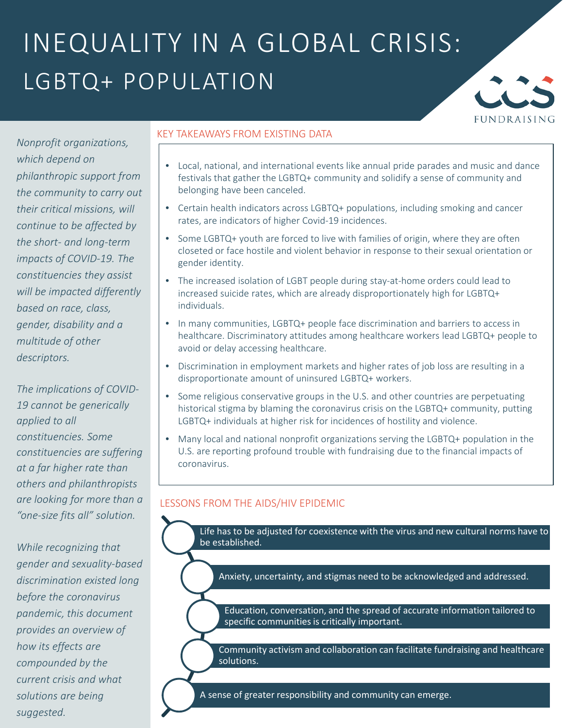# INEQUALITY IN A GLOBAL CRISIS: LGBTQ+ POPULATION

*Nonprofit organizations, which depend on philanthropic support from the community to carry out their critical missions, will continue to be affected by the short- and long-term impacts of COVID-19. The constituencies they assist will be impacted differently based on race, class, gender, disability and a multitude of other descriptors.*

*The implications of COVID-19 cannot be generically applied to all constituencies. Some constituencies are suffering at a far higher rate than others and philanthropists are looking for more than a "one-size fits all" solution.*

*While recognizing that gender and sexuality-based discrimination existed long before the coronavirus pandemic, this document provides an overview of how its effects are compounded by the current crisis and what solutions are being suggested.*

## KEY TAKEAWAYS FROM EXISTING DATA

- Local, national, and international events like annual pride parades and music and dance festivals that gather the LGBTQ+ community and solidify a sense of community and belonging have been canceled.
- Certain health indicators across LGBTQ+ populations, including smoking and cancer rates, are indicators of higher Covid-19 incidences.
- Some LGBTQ+ youth are forced to live with families of origin, where they are often closeted or face hostile and violent behavior in response to their sexual orientation or gender identity.
- The increased isolation of LGBT people during stay-at-home orders could lead to increased suicide rates, which are already disproportionately high for LGBTQ+ individuals.
- In many communities, LGBTQ+ people face discrimination and barriers to access in healthcare. Discriminatory attitudes among healthcare workers lead LGBTQ+ people to avoid or delay accessing healthcare.
- Discrimination in employment markets and higher rates of job loss are resulting in a disproportionate amount of uninsured LGBTQ+ workers.
- Some religious conservative groups in the U.S. and other countries are perpetuating historical stigma by blaming the coronavirus crisis on the LGBTQ+ community, putting LGBTQ+ individuals at higher risk for incidences of hostility and violence.
- Many local and national nonprofit organizations serving the LGBTQ+ population in the U.S. are reporting profound trouble with fundraising due to the financial impacts of coronavirus.

## LESSONS FROM THE AIDS/HIV EPIDEMIC

- Life has to be adjusted for coexistence with the virus and new cultural norms have to be established.
- Anxiety, uncertainty, and stigmas need to be acknowledged and addressed.
- Education, conversation, and the spread of accurate information tailored to specific communities is critically important.
- Community activism and collaboration can facilitate fundraising and healthcare solutions.
- A sense of greater responsibility and community can emerge.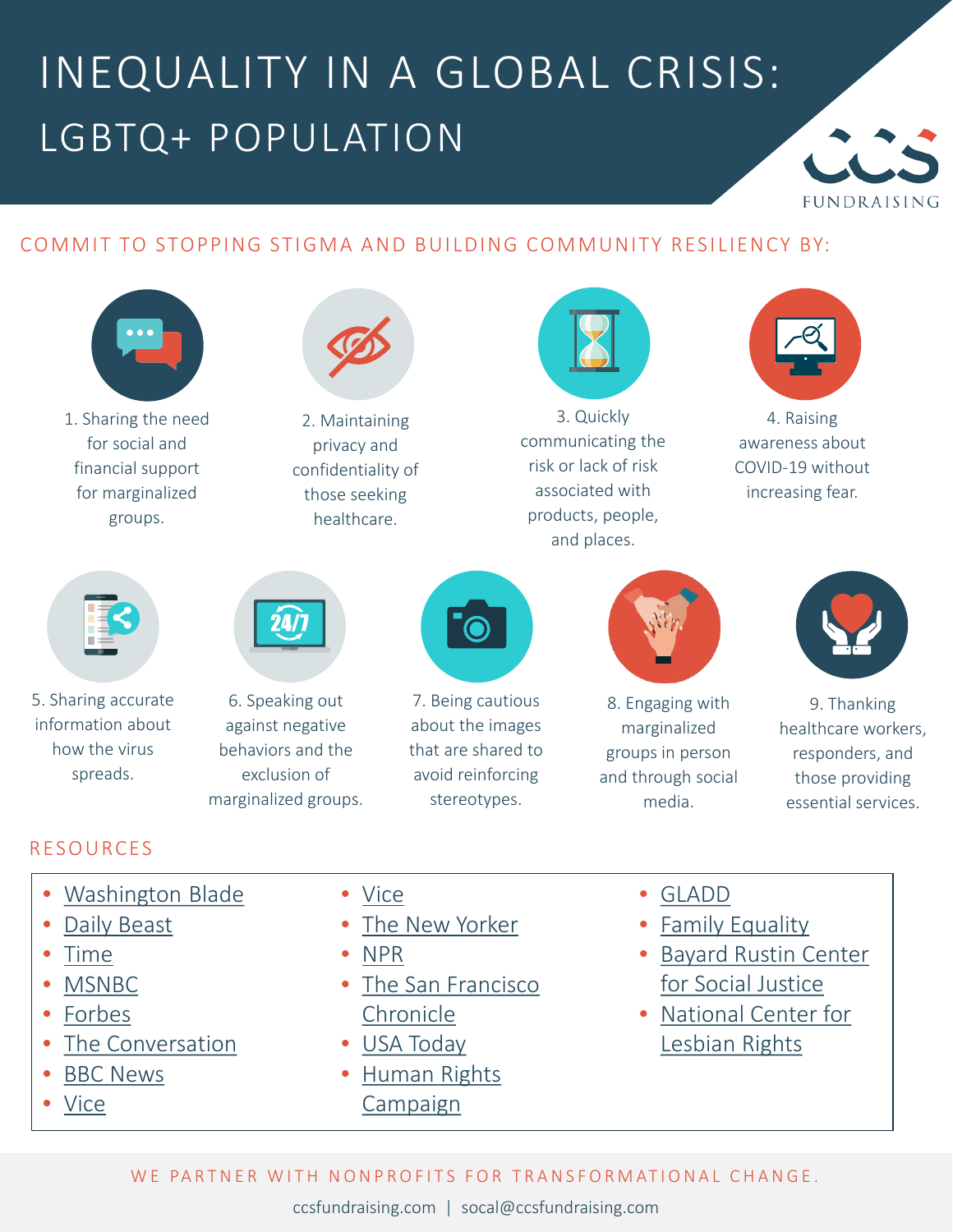# INEQUALITY IN A GLOBAL CRISIS: LGBTQ+ POPULATION

CCS FUNDRAISING

## COMMIT TO STOPPING STIGMA AND BUILDING COMMUNITY RESILIENCY BY:

1. Sharing the need for social and financial support for marginalized groups.
2. Maintaining privacy and confidentiality of those seeking healthcare.
3. Quickly communicating the risk or lack of risk associated with products, people, and places.
4. Raising awareness about COVID-19 without increasing fear.
5. Sharing accurate information about how the virus spreads.
6. Speaking out against negative behaviors and the exclusion of marginalized groups.
7. Being cautious about the images that are shared to avoid reinforcing stereotypes.
8. Engaging with marginalized groups in person and through social media.
9. Thanking healthcare workers, responders, and those providing essential services.

## RESOURCES

- Washington Blade
- Daily Beast
- Time
- MSNBC
- Forbes
- The Conversation
- BBC News
- Vice
- Vice
- The New Yorker
- NPR
- The San Francisco Chronicle
- USA Today
- Human Rights Campaign
- GLADD
- Family Equality
- Bayard Rustin Center for Social Justice
- National Center for Lesbian Rights

WE PARTNER WITH NONPROFITS FOR TRANSFORMATIONAL CHANGE.

ccsfundraising.com | socal@ccsfundraising.com